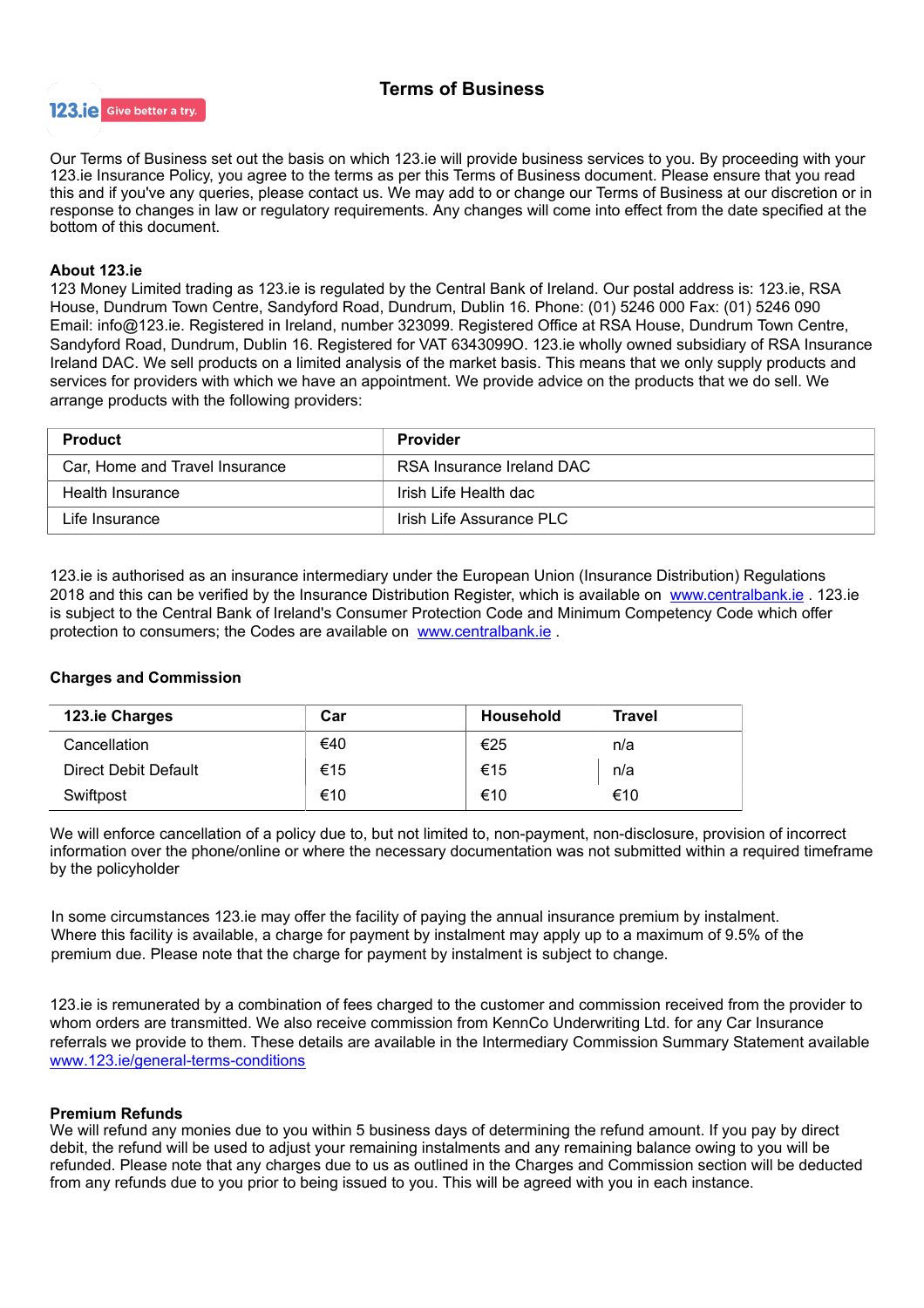# Terms of Business

123.ie Give better a try.

Our Terms of Business set out the basis on which 123.ie will provide business services to you. By proceeding with your 123.ie Insurance Policy, you agree to the terms as per this Terms of Business document. Please ensure that you read this and if you've any queries, please contact us. We may add to or change our Terms of Business at our discretion or in response to changes in law or regulatory requirements. Any changes will come into effect from the date specified at the bottom of this document.

**About 123.ie**

123 Money Limited trading as 123.ie is regulated by the Central Bank of Ireland. Our postal address is: 123.ie, RSA House, Dundrum Town Centre, Sandyford Road, Dundrum, Dublin 16. Phone: (01) 5246 000 Fax: (01) 5246 090 Email: info@123.ie. Registered in Ireland, number 323099. Registered Office at RSA House, Dundrum Town Centre, Sandyford Road, Dundrum, Dublin 16. Registered for VAT 6343099O. 123.ie wholly owned subsidiary of RSA Insurance Ireland DAC. We sell products on a limited analysis of the market basis. This means that we only supply products and services for providers with which we have an appointment. We provide advice on the products that we do sell. We arrange products with the following providers:

| Product | Provider |
|---|---|
| Car, Home and Travel Insurance | RSA Insurance Ireland DAC |
| Health Insurance | Irish Life Health dac |
| Life Insurance | Irish Life Assurance PLC |

123.ie is authorised as an insurance intermediary under the European Union (Insurance Distribution) Regulations 2018 and this can be verified by the Insurance Distribution Register, which is available on www.centralbank.ie . 123.ie is subject to the Central Bank of Ireland's Consumer Protection Code and Minimum Competency Code which offer protection to consumers; the Codes are available on www.centralbank.ie .

**Charges and Commission**

| 123.ie Charges | Car | Household | Travel |
|---|---|---|---|
| Cancellation | €40 | €25 | n/a |
| Direct Debit Default | €15 | €15 | n/a |
| Swiftpost | €10 | €10 | €10 |

We will enforce cancellation of a policy due to, but not limited to, non-payment, non-disclosure, provision of incorrect information over the phone/online or where the necessary documentation was not submitted within a required timeframe by the policyholder

In some circumstances 123.ie may offer the facility of paying the annual insurance premium by instalment. Where this facility is available, a charge for payment by instalment may apply up to a maximum of 9.5% of the premium due. Please note that the charge for payment by instalment is subject to change.

123.ie is remunerated by a combination of fees charged to the customer and commission received from the provider to whom orders are transmitted. We also receive commission from KennCo Underwriting Ltd. for any Car Insurance referrals we provide to them. These details are available in the Intermediary Commission Summary Statement available www.123.ie/general-terms-conditions

**Premium Refunds**

We will refund any monies due to you within 5 business days of determining the refund amount. If you pay by direct debit, the refund will be used to adjust your remaining instalments and any remaining balance owing to you will be refunded. Please note that any charges due to us as outlined in the Charges and Commission section will be deducted from any refunds due to you prior to being issued to you. This will be agreed with you in each instance.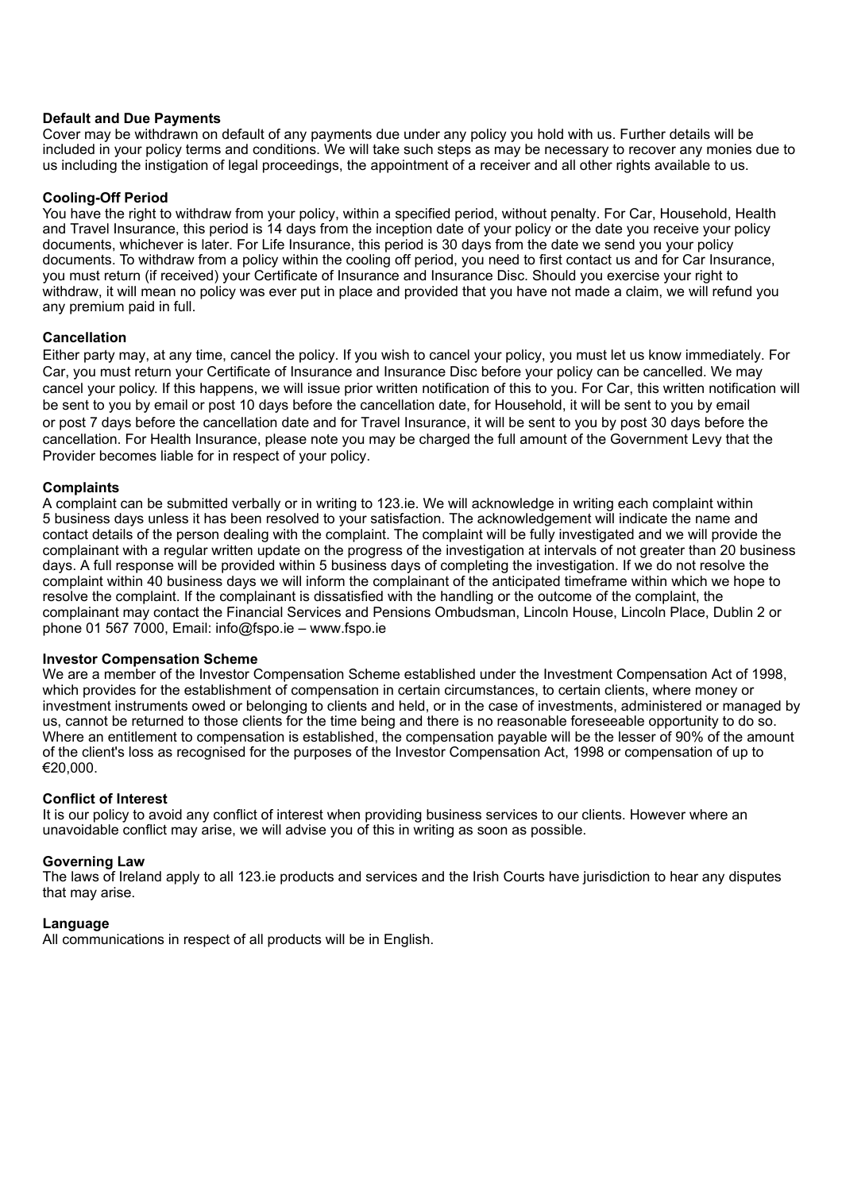**Default and Due Payments**

Cover may be withdrawn on default of any payments due under any policy you hold with us. Further details will be included in your policy terms and conditions. We will take such steps as may be necessary to recover any monies due to us including the instigation of legal proceedings, the appointment of a receiver and all other rights available to us.

**Cooling-Off Period**

You have the right to withdraw from your policy, within a specified period, without penalty. For Car, Household, Health and Travel Insurance, this period is 14 days from the inception date of your policy or the date you receive your policy documents, whichever is later. For Life Insurance, this period is 30 days from the date we send you your policy documents. To withdraw from a policy within the cooling off period, you need to first contact us and for Car Insurance, you must return (if received) your Certificate of Insurance and Insurance Disc. Should you exercise your right to withdraw, it will mean no policy was ever put in place and provided that you have not made a claim, we will refund you any premium paid in full.

**Cancellation**

Either party may, at any time, cancel the policy. If you wish to cancel your policy, you must let us know immediately. For Car, you must return your Certificate of Insurance and Insurance Disc before your policy can be cancelled. We may cancel your policy. If this happens, we will issue prior written notification of this to you. For Car, this written notification will be sent to you by email or post 10 days before the cancellation date, for Household, it will be sent to you by email or post 7 days before the cancellation date and for Travel Insurance, it will be sent to you by post 30 days before the cancellation. For Health Insurance, please note you may be charged the full amount of the Government Levy that the Provider becomes liable for in respect of your policy.

**Complaints**

A complaint can be submitted verbally or in writing to 123.ie. We will acknowledge in writing each complaint within 5 business days unless it has been resolved to your satisfaction. The acknowledgement will indicate the name and contact details of the person dealing with the complaint. The complaint will be fully investigated and we will provide the complainant with a regular written update on the progress of the investigation at intervals of not greater than 20 business days. A full response will be provided within 5 business days of completing the investigation. If we do not resolve the complaint within 40 business days we will inform the complainant of the anticipated timeframe within which we hope to resolve the complaint. If the complainant is dissatisfied with the handling or the outcome of the complaint, the complainant may contact the Financial Services and Pensions Ombudsman, Lincoln House, Lincoln Place, Dublin 2 or phone 01 567 7000, Email: info@fspo.ie – www.fspo.ie

**Investor Compensation Scheme**

We are a member of the Investor Compensation Scheme established under the Investment Compensation Act of 1998, which provides for the establishment of compensation in certain circumstances, to certain clients, where money or investment instruments owed or belonging to clients and held, or in the case of investments, administered or managed by us, cannot be returned to those clients for the time being and there is no reasonable foreseeable opportunity to do so. Where an entitlement to compensation is established, the compensation payable will be the lesser of 90% of the amount of the client's loss as recognised for the purposes of the Investor Compensation Act, 1998 or compensation of up to €20,000.

**Conflict of Interest**

It is our policy to avoid any conflict of interest when providing business services to our clients. However where an unavoidable conflict may arise, we will advise you of this in writing as soon as possible.

**Governing Law**

The laws of Ireland apply to all 123.ie products and services and the Irish Courts have jurisdiction to hear any disputes that may arise.

**Language**

All communications in respect of all products will be in English.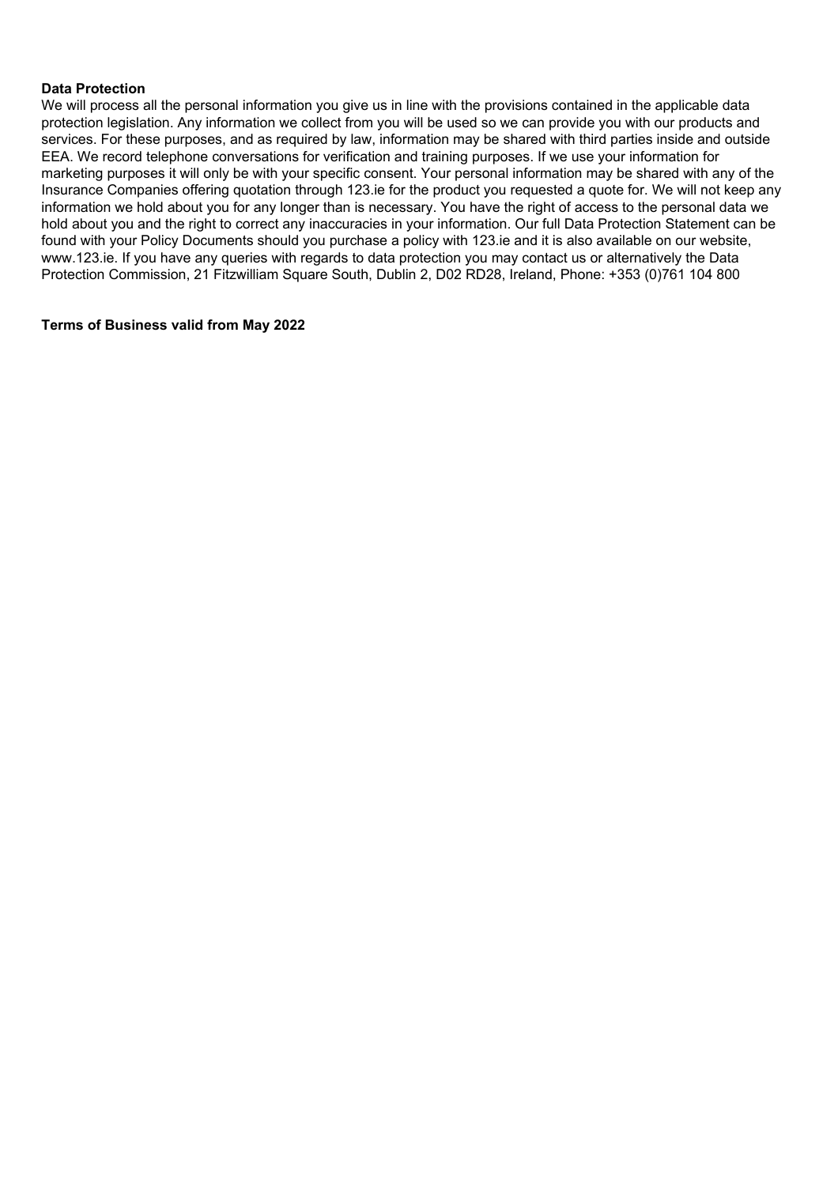**Data Protection**

We will process all the personal information you give us in line with the provisions contained in the applicable data protection legislation. Any information we collect from you will be used so we can provide you with our products and services. For these purposes, and as required by law, information may be shared with third parties inside and outside EEA. We record telephone conversations for verification and training purposes. If we use your information for marketing purposes it will only be with your specific consent. Your personal information may be shared with any of the Insurance Companies offering quotation through 123.ie for the product you requested a quote for. We will not keep any information we hold about you for any longer than is necessary. You have the right of access to the personal data we hold about you and the right to correct any inaccuracies in your information. Our full Data Protection Statement can be found with your Policy Documents should you purchase a policy with 123.ie and it is also available on our website, www.123.ie. If you have any queries with regards to data protection you may contact us or alternatively the Data Protection Commission, 21 Fitzwilliam Square South, Dublin 2, D02 RD28, Ireland, Phone: +353 (0)761 104 800

**Terms of Business valid from May 2022**